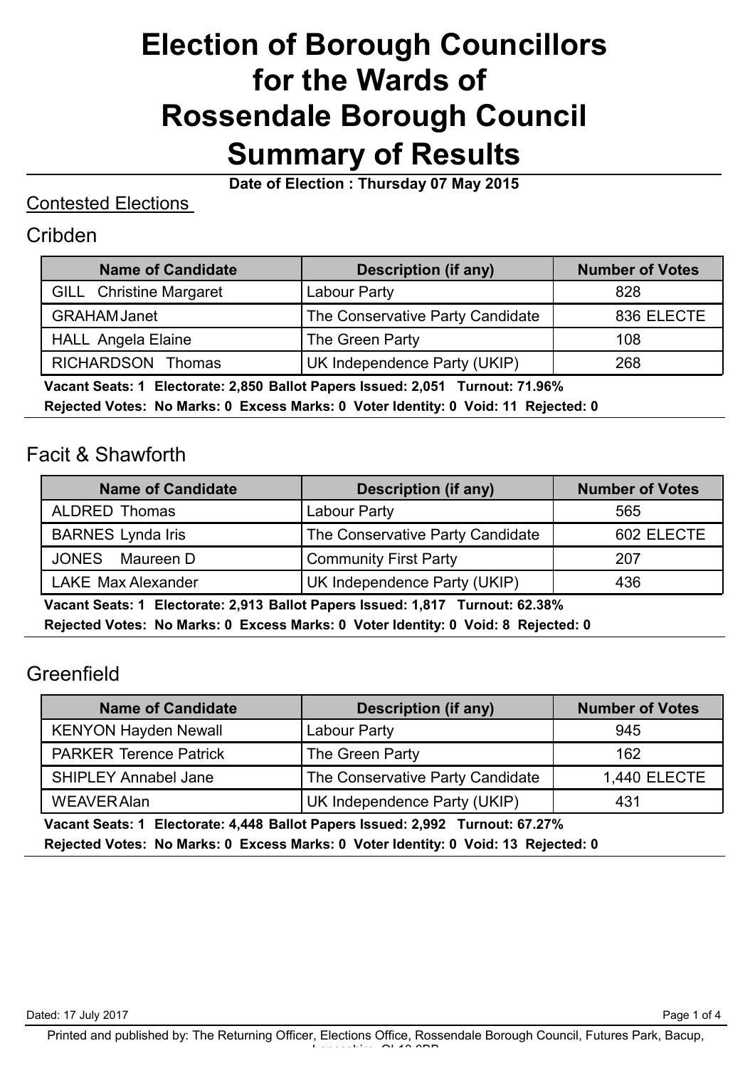# Election of Borough Councillors for the Wards of Rossendale Borough Council Summary of Results

**Date of Election : Thursday 07 May 2015**

## Contested Elections

### Cribden

| Name of Candidate | Description (if any) | Number of Votes |
| --- | --- | --- |
| GILL Christine Margaret | Labour Party | 828 |
| GRAHAM Janet | The Conservative Party Candidate | 836 ELECTE |
| HALL Angela Elaine | The Green Party | 108 |
| RICHARDSON Thomas | UK Independence Party (UKIP) | 268 |

**Vacant Seats: 1 Electorate: 2,850 Ballot Papers Issued: 2,051 Turnout: 71.96%**

**Rejected Votes: No Marks: 0 Excess Marks: 0 Voter Identity: 0 Void: 11 Rejected: 0**

### Facit & Shawforth

| Name of Candidate | Description (if any) | Number of Votes |
| --- | --- | --- |
| ALDRED Thomas | Labour Party | 565 |
| BARNES Lynda Iris | The Conservative Party Candidate | 602 ELECTE |
| JONES Maureen D | Community First Party | 207 |
| LAKE Max Alexander | UK Independence Party (UKIP) | 436 |

**Vacant Seats: 1 Electorate: 2,913 Ballot Papers Issued: 1,817 Turnout: 62.38%**

**Rejected Votes: No Marks: 0 Excess Marks: 0 Voter Identity: 0 Void: 8 Rejected: 0**

### Greenfield

| Name of Candidate | Description (if any) | Number of Votes |
| --- | --- | --- |
| KENYON Hayden Newall | Labour Party | 945 |
| PARKER Terence Patrick | The Green Party | 162 |
| SHIPLEY Annabel Jane | The Conservative Party Candidate | 1,440 ELECTE |
| WEAVER Alan | UK Independence Party (UKIP) | 431 |

**Vacant Seats: 1 Electorate: 4,448 Ballot Papers Issued: 2,992 Turnout: 67.27%**

**Rejected Votes: No Marks: 0 Excess Marks: 0 Voter Identity: 0 Void: 13 Rejected: 0**

Dated: 17 July 2017

Printed and published by: The Returning Officer, Elections Office, Rossendale Borough Council, Futures Park, Bacup,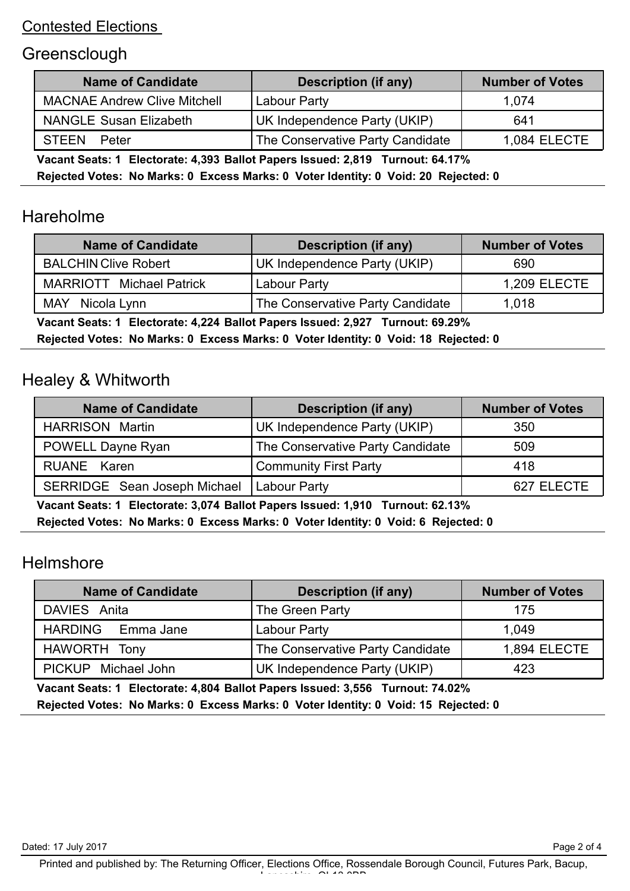## Contested Elections

### Greensclough

| Name of Candidate | Description (if any) | Number of Votes |
| --- | --- | --- |
| MACNAE Andrew Clive Mitchell | Labour Party | 1,074 |
| NANGLE Susan Elizabeth | UK Independence Party (UKIP) | 641 |
| STEEN Peter | The Conservative Party Candidate | 1,084 ELECTE |

**Vacant Seats: 1 Electorate: 4,393 Ballot Papers Issued: 2,819 Turnout: 64.17%**

**Rejected Votes: No Marks: 0 Excess Marks: 0 Voter Identity: 0 Void: 20 Rejected: 0**

### Hareholme

| Name of Candidate | Description (if any) | Number of Votes |
| --- | --- | --- |
| BALCHIN Clive Robert | UK Independence Party (UKIP) | 690 |
| MARRIOTT Michael Patrick | Labour Party | 1,209 ELECTE |
| MAY Nicola Lynn | The Conservative Party Candidate | 1,018 |

**Vacant Seats: 1 Electorate: 4,224 Ballot Papers Issued: 2,927 Turnout: 69.29%**

**Rejected Votes: No Marks: 0 Excess Marks: 0 Voter Identity: 0 Void: 18 Rejected: 0**

### Healey & Whitworth

| Name of Candidate | Description (if any) | Number of Votes |
| --- | --- | --- |
| HARRISON Martin | UK Independence Party (UKIP) | 350 |
| POWELL Dayne Ryan | The Conservative Party Candidate | 509 |
| RUANE Karen | Community First Party | 418 |
| SERRIDGE Sean Joseph Michael | Labour Party | 627 ELECTE |

**Vacant Seats: 1 Electorate: 3,074 Ballot Papers Issued: 1,910 Turnout: 62.13%**

**Rejected Votes: No Marks: 0 Excess Marks: 0 Voter Identity: 0 Void: 6 Rejected: 0**

### Helmshore

| Name of Candidate | Description (if any) | Number of Votes |
| --- | --- | --- |
| DAVIES Anita | The Green Party | 175 |
| HARDING Emma Jane | Labour Party | 1,049 |
| HAWORTH Tony | The Conservative Party Candidate | 1,894 ELECTE |
| PICKUP Michael John | UK Independence Party (UKIP) | 423 |

**Vacant Seats: 1 Electorate: 4,804 Ballot Papers Issued: 3,556 Turnout: 74.02%**

**Rejected Votes: No Marks: 0 Excess Marks: 0 Voter Identity: 0 Void: 15 Rejected: 0**

Dated: 17 July 2017

Printed and published by: The Returning Officer, Elections Office, Rossendale Borough Council, Futures Park, Bacup, Lancashire, OL13 0BB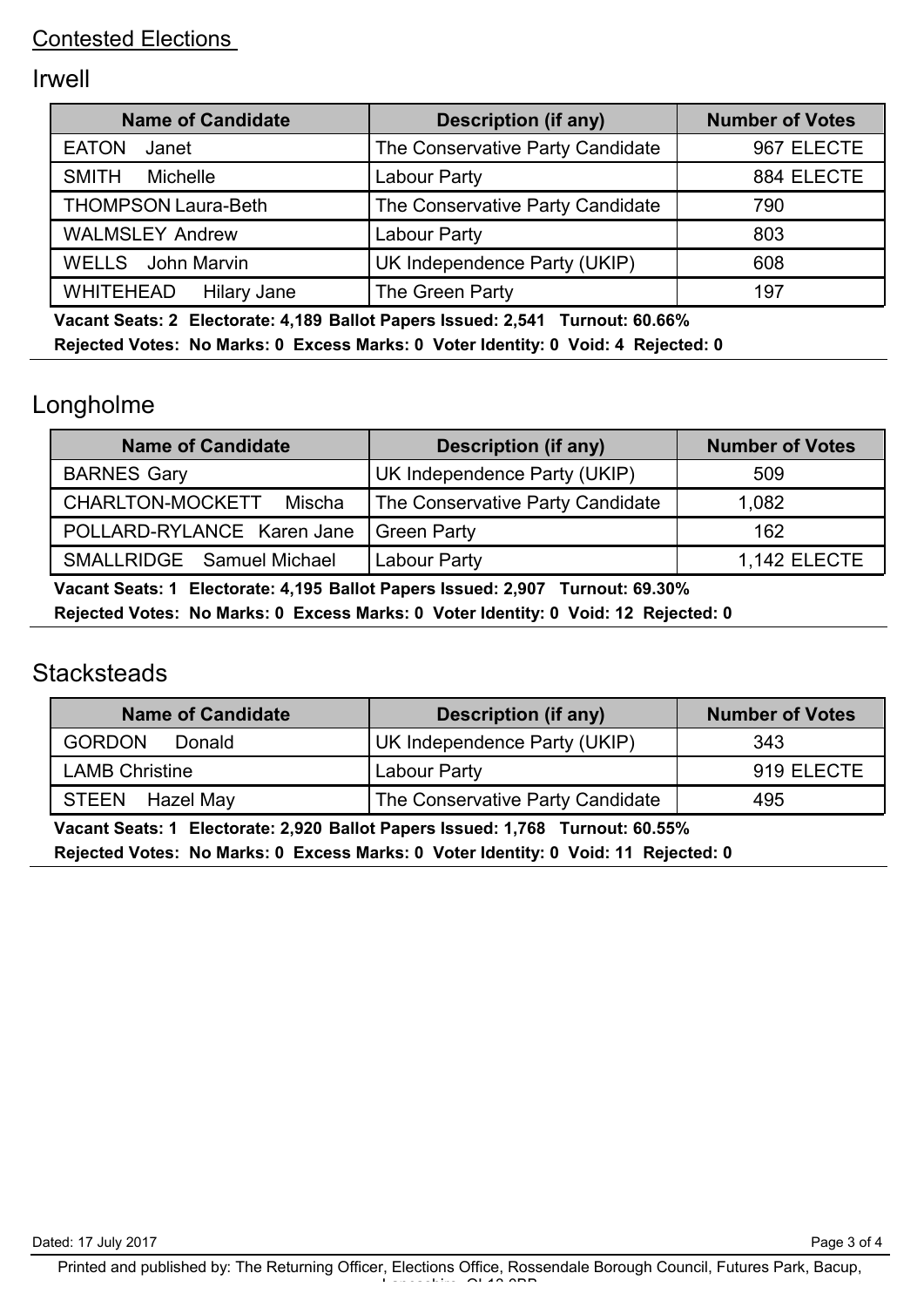## Contested Elections

### Irwell

| Name of Candidate | Description (if any) | Number of Votes |
|---|---|---|
| EATON Janet | The Conservative Party Candidate | 967 ELECTE |
| SMITH Michelle | Labour Party | 884 ELECTE |
| THOMPSON Laura-Beth | The Conservative Party Candidate | 790 |
| WALMSLEY Andrew | Labour Party | 803 |
| WELLS John Marvin | UK Independence Party (UKIP) | 608 |
| WHITEHEAD Hilary Jane | The Green Party | 197 |

**Vacant Seats: 2 Electorate: 4,189 Ballot Papers Issued: 2,541 Turnout: 60.66%**

**Rejected Votes: No Marks: 0 Excess Marks: 0 Voter Identity: 0 Void: 4 Rejected: 0**

### Longholme

| Name of Candidate | Description (if any) | Number of Votes |
|---|---|---|
| BARNES Gary | UK Independence Party (UKIP) | 509 |
| CHARLTON-MOCKETT Mischa | The Conservative Party Candidate | 1,082 |
| POLLARD-RYLANCE Karen Jane | Green Party | 162 |
| SMALLRIDGE Samuel Michael | Labour Party | 1,142 ELECTE |

**Vacant Seats: 1 Electorate: 4,195 Ballot Papers Issued: 2,907 Turnout: 69.30%**

**Rejected Votes: No Marks: 0 Excess Marks: 0 Voter Identity: 0 Void: 12 Rejected: 0**

### Stacksteads

| Name of Candidate | Description (if any) | Number of Votes |
|---|---|---|
| GORDON Donald | UK Independence Party (UKIP) | 343 |
| LAMB Christine | Labour Party | 919 ELECTE |
| STEEN Hazel May | The Conservative Party Candidate | 495 |

**Vacant Seats: 1 Electorate: 2,920 Ballot Papers Issued: 1,768 Turnout: 60.55%**

**Rejected Votes: No Marks: 0 Excess Marks: 0 Voter Identity: 0 Void: 11 Rejected: 0**

Dated: 17 July 2017

Printed and published by: The Returning Officer, Elections Office, Rossendale Borough Council, Futures Park, Bacup, Lancashire, OL13 0BB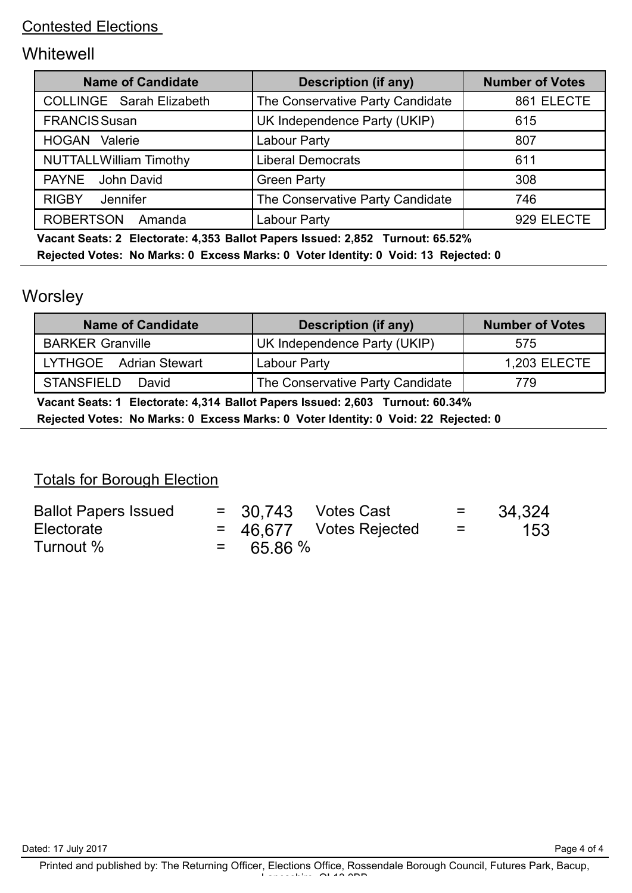## Contested Elections

### Whitewell

| Name of Candidate | Description (if any) | Number of Votes |
|---|---|---|
| COLLINGE Sarah Elizabeth | The Conservative Party Candidate | 861 ELECTE |
| FRANCIS Susan | UK Independence Party (UKIP) | 615 |
| HOGAN Valerie | Labour Party | 807 |
| NUTTALL William Timothy | Liberal Democrats | 611 |
| PAYNE John David | Green Party | 308 |
| RIGBY Jennifer | The Conservative Party Candidate | 746 |
| ROBERTSON Amanda | Labour Party | 929 ELECTE |

**Vacant Seats: 2 Electorate: 4,353 Ballot Papers Issued: 2,852 Turnout: 65.52%**

**Rejected Votes: No Marks: 0 Excess Marks: 0 Voter Identity: 0 Void: 13 Rejected: 0**

### Worsley

| Name of Candidate | Description (if any) | Number of Votes |
|---|---|---|
| BARKER Granville | UK Independence Party (UKIP) | 575 |
| LYTHGOE Adrian Stewart | Labour Party | 1,203 ELECTE |
| STANSFIELD David | The Conservative Party Candidate | 779 |

**Vacant Seats: 1 Electorate: 4,314 Ballot Papers Issued: 2,603 Turnout: 60.34%**

**Rejected Votes: No Marks: 0 Excess Marks: 0 Voter Identity: 0 Void: 22 Rejected: 0**

## Totals for Borough Election

| | | | | | |
|---|---|---|---|---|---|
| Ballot Papers Issued | = | 30,743 | Votes Cast | = | 34,324 |
| Electorate | = | 46,677 | Votes Rejected | = | 153 |
| Turnout % | = | 65.86 % | | | |

Dated: 17 July 2017

Printed and published by: The Returning Officer, Elections Office, Rossendale Borough Council, Futures Park, Bacup, Lancashire, OL13 0BB